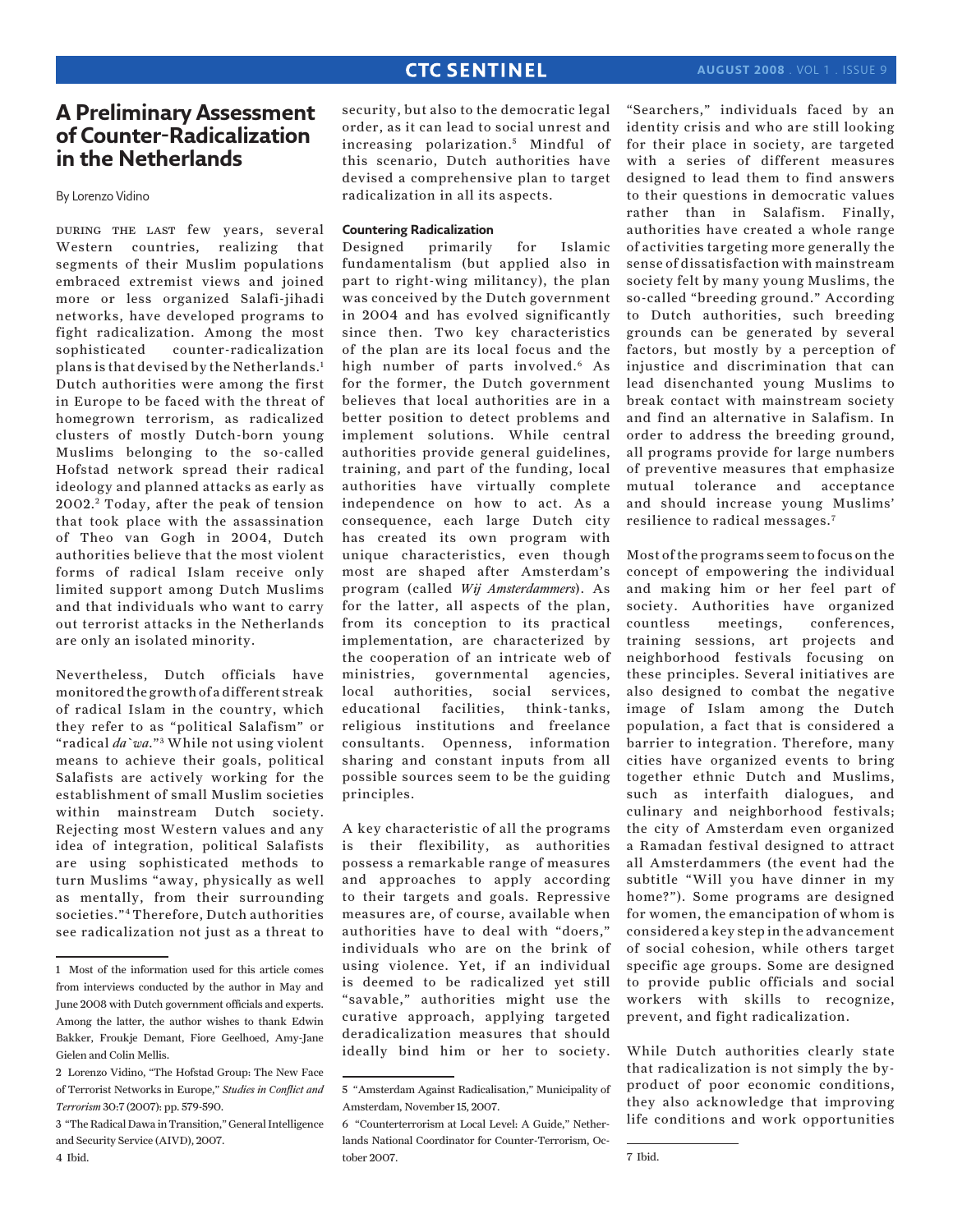# A Preliminary Assessment of Counter-Radicalization in the Netherlands

By Lorenzo Vidino

During the last few years, several Western countries, realizing that segments of their Muslim populations embraced extremist views and joined more or less organized Salafi-jihadi networks, have developed programs to fight radicalization. Among the most sophisticated counter-radicalization plans is that devised by the Netherlands.[1] Dutch authorities were among the first in Europe to be faced with the threat of homegrown terrorism, as radicalized clusters of mostly Dutch-born young Muslims belonging to the so-called Hofstad network spread their radical ideology and planned attacks as early as 2002.[2] Today, after the peak of tension that took place with the assassination of Theo van Gogh in 2004, Dutch authorities believe that the most violent forms of radical Islam receive only limited support among Dutch Muslims and that individuals who want to carry out terrorist attacks in the Netherlands are only an isolated minority.

Nevertheless, Dutch officials have monitored the growth of a different streak of radical Islam in the country, which they refer to as "political Salafism" or "radical *da`wa*."[3] While not using violent means to achieve their goals, political Salafists are actively working for the establishment of small Muslim societies within mainstream Dutch society. Rejecting most Western values and any idea of integration, political Salafists are using sophisticated methods to turn Muslims "away, physically as well as mentally, from their surrounding societies."[4] Therefore, Dutch authorities see radicalization not just as a threat to security, but also to the democratic legal order, as it can lead to social unrest and increasing polarization.[5] Mindful of this scenario, Dutch authorities have devised a comprehensive plan to target radicalization in all its aspects.

## Countering Radicalization

Designed primarily for Islamic fundamentalism (but applied also in part to right-wing militancy), the plan was conceived by the Dutch government in 2004 and has evolved significantly since then. Two key characteristics of the plan are its local focus and the high number of parts involved.[6] As for the former, the Dutch government believes that local authorities are in a better position to detect problems and implement solutions. While central authorities provide general guidelines, training, and part of the funding, local authorities have virtually complete independence on how to act. As a consequence, each large Dutch city has created its own program with unique characteristics, even though most are shaped after Amsterdam's program (called *Wij Amsterdammers*). As for the latter, all aspects of the plan, from its conception to its practical implementation, are characterized by the cooperation of an intricate web of ministries, governmental agencies, local authorities, social services, educational facilities, think-tanks, religious institutions and freelance consultants. Openness, information sharing and constant inputs from all possible sources seem to be the guiding principles.

A key characteristic of all the programs is their flexibility, as authorities possess a remarkable range of measures and approaches to apply according to their targets and goals. Repressive measures are, of course, available when authorities have to deal with "doers," individuals who are on the brink of using violence. Yet, if an individual is deemed to be radicalized yet still "savable," authorities might use the curative approach, applying targeted deradicalization measures that should ideally bind him or her to society. "Searchers," individuals faced by an identity crisis and who are still looking for their place in society, are targeted with a series of different measures designed to lead them to find answers to their questions in democratic values rather than in Salafism. Finally, authorities have created a whole range of activities targeting more generally the sense of dissatisfaction with mainstream society felt by many young Muslims, the so-called "breeding ground." According to Dutch authorities, such breeding grounds can be generated by several factors, but mostly by a perception of injustice and discrimination that can lead disenchanted young Muslims to break contact with mainstream society and find an alternative in Salafism. In order to address the breeding ground, all programs provide for large numbers of preventive measures that emphasize mutual tolerance and acceptance and should increase young Muslims' resilience to radical messages.[7]

Most of the programs seem to focus on the concept of empowering the individual and making him or her feel part of society. Authorities have organized countless meetings, conferences, training sessions, art projects and neighborhood festivals focusing on these principles. Several initiatives are also designed to combat the negative image of Islam among the Dutch population, a fact that is considered a barrier to integration. Therefore, many cities have organized events to bring together ethnic Dutch and Muslims, such as interfaith dialogues, and culinary and neighborhood festivals; the city of Amsterdam even organized a Ramadan festival designed to attract all Amsterdammers (the event had the subtitle "Will you have dinner in my home?"). Some programs are designed for women, the emancipation of whom is considered a key step in the advancement of social cohesion, while others target specific age groups. Some are designed to provide public officials and social workers with skills to recognize, prevent, and fight radicalization.

While Dutch authorities clearly state that radicalization is not simply the by-product of poor economic conditions, they also acknowledge that improving life conditions and work opportunities

---

1 Most of the information used for this article comes from interviews conducted by the author in May and June 2008 with Dutch government officials and experts. Among the latter, the author wishes to thank Edwin Bakker, Froukje Demant, Fiore Geelhoed, Amy-Jane Gielen and Colin Mellis.

2 Lorenzo Vidino, "The Hofstad Group: The New Face of Terrorist Networks in Europe," *Studies in Conflict and Terrorism* 30:7 (2007): pp. 579-590.

3 "The Radical Dawa in Transition," General Intelligence and Security Service (AIVD), 2007.

4 Ibid.

5 "Amsterdam Against Radicalisation," Municipality of Amsterdam, November 15, 2007.

6 "Counterterrorism at Local Level: A Guide," Netherlands National Coordinator for Counter-Terrorism, October 2007.

7 Ibid.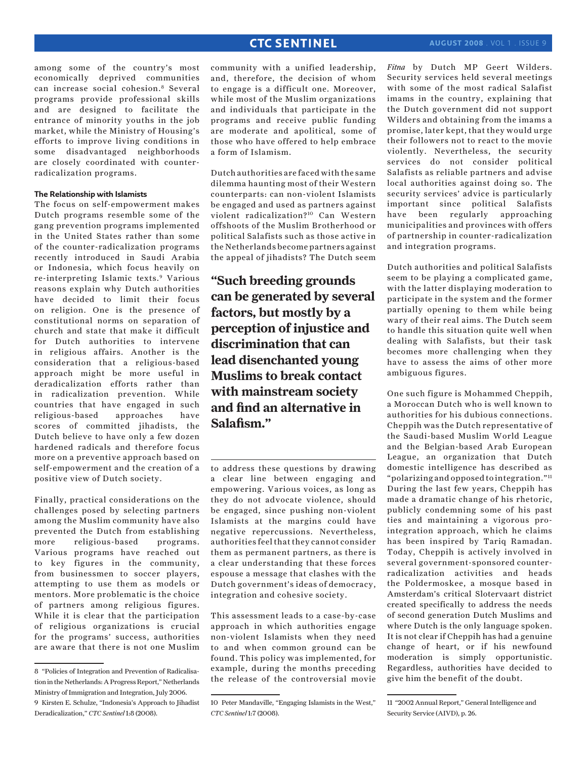among some of the country's most economically deprived communities can increase social cohesion.[8] Several programs provide professional skills and are designed to facilitate the entrance of minority youths in the job market, while the Ministry of Housing's efforts to improve living conditions in some disadvantaged neighborhoods are closely coordinated with counter-radicalization programs.

### The Relationship with Islamists

The focus on self-empowerment makes Dutch programs resemble some of the gang prevention programs implemented in the United States rather than some of the counter-radicalization programs recently introduced in Saudi Arabia or Indonesia, which focus heavily on re-interpreting Islamic texts.[9] Various reasons explain why Dutch authorities have decided to limit their focus on religion. One is the presence of constitutional norms on separation of church and state that make it difficult for Dutch authorities to intervene in religious affairs. Another is the consideration that a religious-based approach might be more useful in deradicalization efforts rather than in radicalization prevention. While countries that have engaged in such religious-based approaches have scores of committed jihadists, the Dutch believe to have only a few dozen hardened radicals and therefore focus more on a preventive approach based on self-empowerment and the creation of a positive view of Dutch society.

Finally, practical considerations on the challenges posed by selecting partners among the Muslim community have also prevented the Dutch from establishing more religious-based programs. Various programs have reached out to key figures in the community, from businessmen to soccer players, attempting to use them as models or mentors. More problematic is the choice of partners among religious figures. While it is clear that the participation of religious organizations is crucial for the programs' success, authorities are aware that there is not one Muslim community with a unified leadership, and, therefore, the decision of whom to engage is a difficult one. Moreover, while most of the Muslim organizations and individuals that participate in the programs and receive public funding are moderate and apolitical, some of those who have offered to help embrace a form of Islamism.

Dutch authorities are faced with the same dilemma haunting most of their Western counterparts: can non-violent Islamists be engaged and used as partners against violent radicalization?[10] Can Western offshoots of the Muslim Brotherhood or political Salafists such as those active in the Netherlands become partners against the appeal of jihadists? The Dutch seem to address these questions by drawing a clear line between engaging and empowering. Various voices, as long as they do not advocate violence, should be engaged, since pushing non-violent Islamists at the margins could have negative repercussions. Nevertheless, authorities feel that they cannot consider them as permanent partners, as there is a clear understanding that these forces espouse a message that clashes with the Dutch government's ideas of democracy, integration and cohesive society.

**"Such breeding grounds can be generated by several factors, but mostly by a perception of injustice and discrimination that can lead disenchanted young Muslims to break contact with mainstream society and find an alternative in Salafism."**

This assessment leads to a case-by-case approach in which authorities engage non-violent Islamists when they need to and when common ground can be found. This policy was implemented, for example, during the months preceding the release of the controversial movie *Fitna* by Dutch MP Geert Wilders. Security services held several meetings with some of the most radical Salafist imams in the country, explaining that the Dutch government did not support Wilders and obtaining from the imams a promise, later kept, that they would urge their followers not to react to the movie violently. Nevertheless, the security services do not consider political Salafists as reliable partners and advise local authorities against doing so. The security services' advice is particularly important since political Salafists have been regularly approaching municipalities and provinces with offers of partnership in counter-radicalization and integration programs.

Dutch authorities and political Salafists seem to be playing a complicated game, with the latter displaying moderation to participate in the system and the former partially opening to them while being wary of their real aims. The Dutch seem to handle this situation quite well when dealing with Salafists, but their task becomes more challenging when they have to assess the aims of other more ambiguous figures.

One such figure is Mohammed Cheppih, a Moroccan Dutch who is well known to authorities for his dubious connections. Cheppih was the Dutch representative of the Saudi-based Muslim World League and the Belgian-based Arab European League, an organization that Dutch domestic intelligence has described as "polarizing and opposed to integration."[11] During the last few years, Cheppih has made a dramatic change of his rhetoric, publicly condemning some of his past ties and maintaining a vigorous pro-integration approach, which he claims has been inspired by Tariq Ramadan. Today, Cheppih is actively involved in several government-sponsored counter-radicalization activities and heads the Poldermoskee, a mosque based in Amsterdam's critical Slotervaart district created specifically to address the needs of second generation Dutch Muslims and where Dutch is the only language spoken. It is not clear if Cheppih has had a genuine change of heart, or if his newfound moderation is simply opportunistic. Regardless, authorities have decided to give him the benefit of the doubt.

---

8 "Policies of Integration and Prevention of Radicalisation in the Netherlands: A Progress Report," Netherlands Ministry of Immigration and Integration, July 2006.

9 Kirsten E. Schulze, "Indonesia's Approach to Jihadist Deradicalization," *CTC Sentinel* 1:8 (2008).

10 Peter Mandaville, "Engaging Islamists in the West," *CTC Sentinel* 1:7 (2008).

11 "2002 Annual Report," General Intelligence and Security Service (AIVD), p. 26.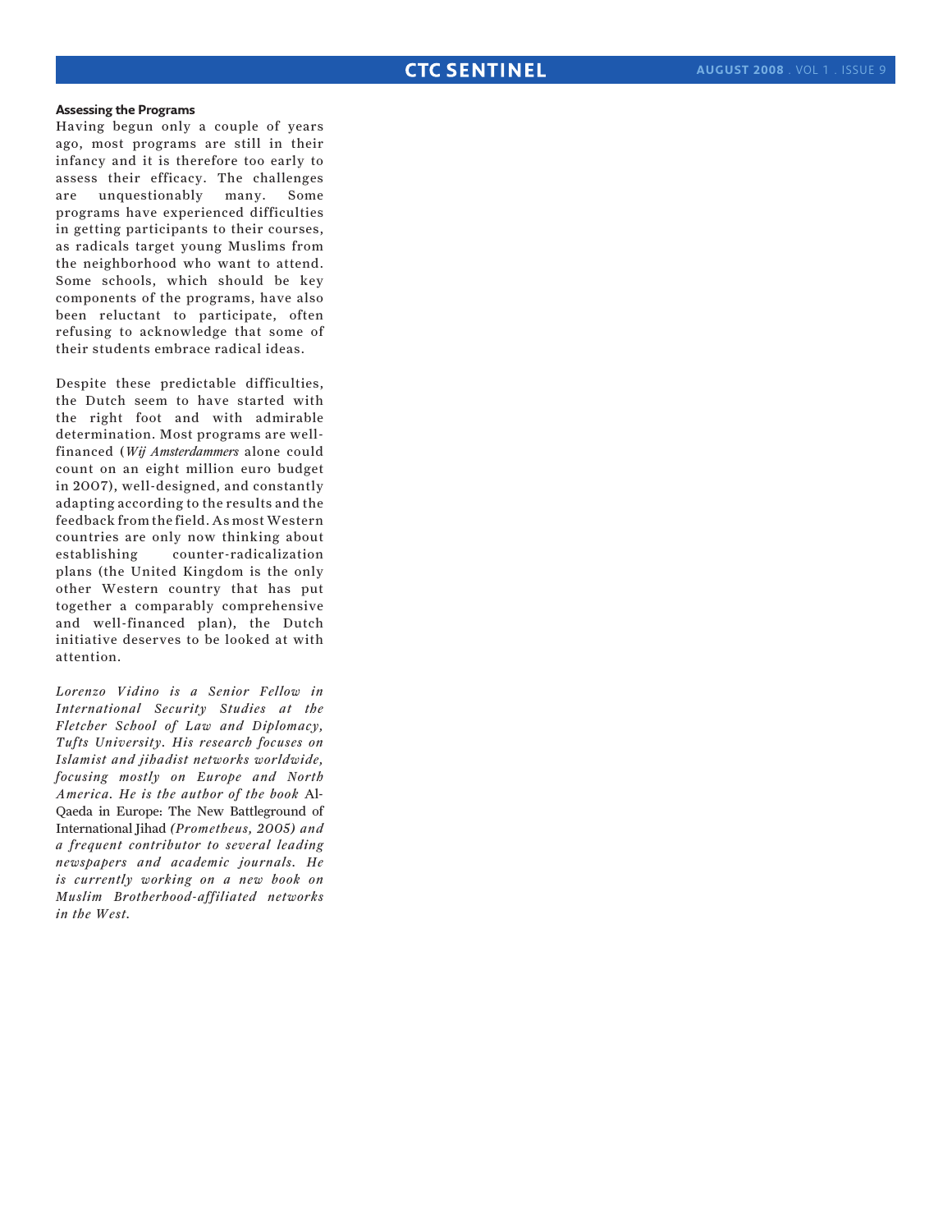### Assessing the Programs

Having begun only a couple of years ago, most programs are still in their infancy and it is therefore too early to assess their efficacy. The challenges are unquestionably many. Some programs have experienced difficulties in getting participants to their courses, as radicals target young Muslims from the neighborhood who want to attend. Some schools, which should be key components of the programs, have also been reluctant to participate, often refusing to acknowledge that some of their students embrace radical ideas.

Despite these predictable difficulties, the Dutch seem to have started with the right foot and with admirable determination. Most programs are well-financed (*Wij Amsterdammers* alone could count on an eight million euro budget in 2007), well-designed, and constantly adapting according to the results and the feedback from the field. As most Western countries are only now thinking about establishing counter-radicalization plans (the United Kingdom is the only other Western country that has put together a comparably comprehensive and well-financed plan), the Dutch initiative deserves to be looked at with attention.

*Lorenzo Vidino is a Senior Fellow in International Security Studies at the Fletcher School of Law and Diplomacy, Tufts University. His research focuses on Islamist and jihadist networks worldwide, focusing mostly on Europe and North America. He is the author of the book* Al-Qaeda in Europe: The New Battleground of International Jihad *(Prometheus, 2005) and a frequent contributor to several leading newspapers and academic journals. He is currently working on a new book on Muslim Brotherhood-affiliated networks in the West.*